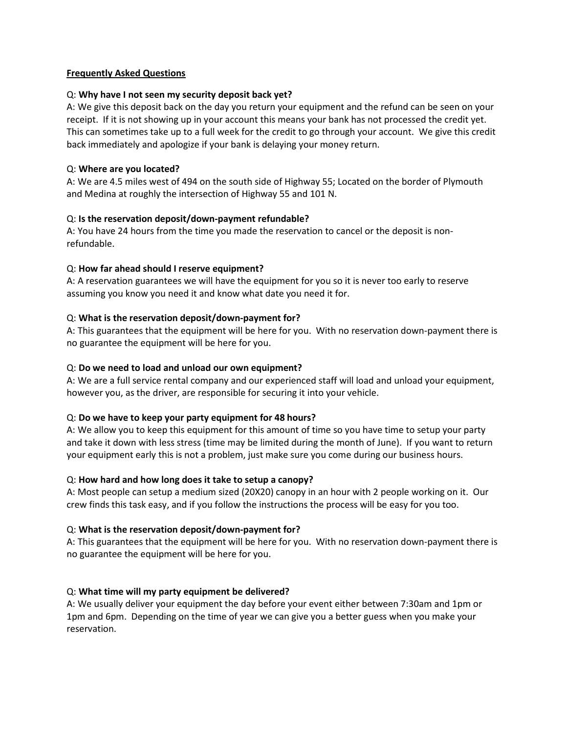**Frequently Asked Questions**

Q: **Why have I not seen my security deposit back yet?**
A: We give this deposit back on the day you return your equipment and the refund can be seen on your receipt. If it is not showing up in your account this means your bank has not processed the credit yet. This can sometimes take up to a full week for the credit to go through your account. We give this credit back immediately and apologize if your bank is delaying your money return.

Q: **Where are you located?**
A: We are 4.5 miles west of 494 on the south side of Highway 55; Located on the border of Plymouth and Medina at roughly the intersection of Highway 55 and 101 N.

Q: **Is the reservation deposit/down-payment refundable?**
A: You have 24 hours from the time you made the reservation to cancel or the deposit is non-refundable.

Q: **How far ahead should I reserve equipment?**
A: A reservation guarantees we will have the equipment for you so it is never too early to reserve assuming you know you need it and know what date you need it for.

Q: **What is the reservation deposit/down-payment for?**
A: This guarantees that the equipment will be here for you. With no reservation down-payment there is no guarantee the equipment will be here for you.

Q: **Do we need to load and unload our own equipment?**
A: We are a full service rental company and our experienced staff will load and unload your equipment, however you, as the driver, are responsible for securing it into your vehicle.

Q: **Do we have to keep your party equipment for 48 hours?**
A: We allow you to keep this equipment for this amount of time so you have time to setup your party and take it down with less stress (time may be limited during the month of June). If you want to return your equipment early this is not a problem, just make sure you come during our business hours.

Q: **How hard and how long does it take to setup a canopy?**
A: Most people can setup a medium sized (20X20) canopy in an hour with 2 people working on it. Our crew finds this task easy, and if you follow the instructions the process will be easy for you too.

Q: **What is the reservation deposit/down-payment for?**
A: This guarantees that the equipment will be here for you. With no reservation down-payment there is no guarantee the equipment will be here for you.

Q: **What time will my party equipment be delivered?**
A: We usually deliver your equipment the day before your event either between 7:30am and 1pm or 1pm and 6pm. Depending on the time of year we can give you a better guess when you make your reservation.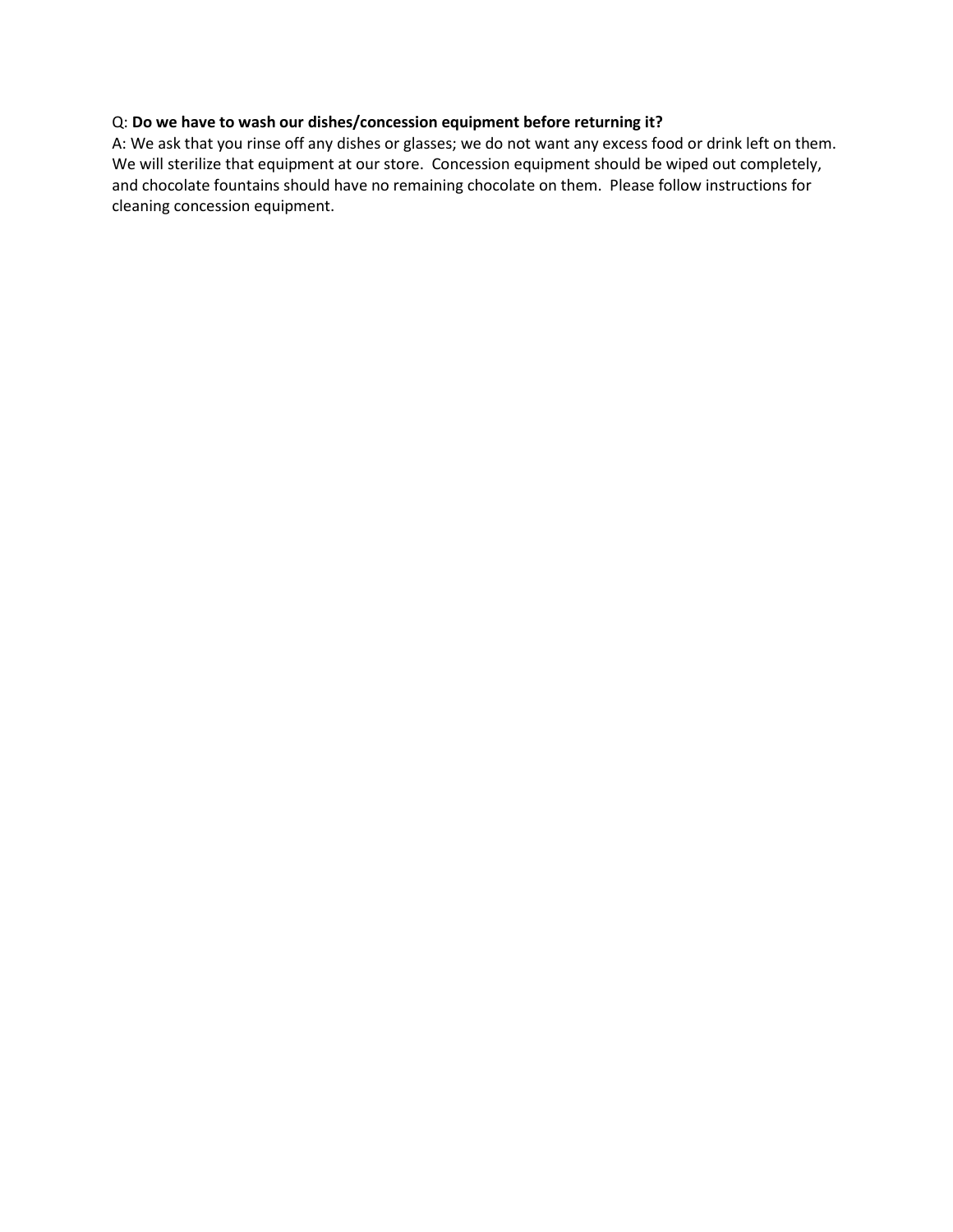Q: **Do we have to wash our dishes/concession equipment before returning it?**
A: We ask that you rinse off any dishes or glasses; we do not want any excess food or drink left on them. We will sterilize that equipment at our store. Concession equipment should be wiped out completely, and chocolate fountains should have no remaining chocolate on them. Please follow instructions for cleaning concession equipment.